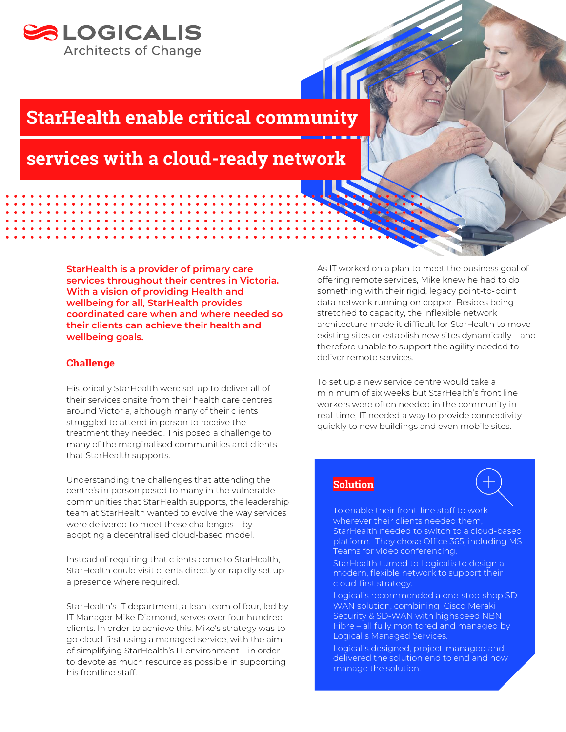LOGICALIS
Architects of Change

# StarHealth enable critical community services with a cloud-ready network

**StarHealth is a provider of primary care services throughout their centres in Victoria. With a vision of providing Health and wellbeing for all, StarHealth provides coordinated care when and where needed so their clients can achieve their health and wellbeing goals.**

## Challenge

Historically StarHealth were set up to deliver all of their services onsite from their health care centres around Victoria, although many of their clients struggled to attend in person to receive the treatment they needed. This posed a challenge to many of the marginalised communities and clients that StarHealth supports.

Understanding the challenges that attending the centre's in person posed to many in the vulnerable communities that StarHealth supports, the leadership team at StarHealth wanted to evolve the way services were delivered to meet these challenges – by adopting a decentralised cloud-based model.

Instead of requiring that clients come to StarHealth, StarHealth could visit clients directly or rapidly set up a presence where required.

StarHealth's IT department, a lean team of four, led by IT Manager Mike Diamond, serves over four hundred clients. In order to achieve this, Mike's strategy was to go cloud-first using a managed service, with the aim of simplifying StarHealth's IT environment – in order to devote as much resource as possible in supporting his frontline staff.

As IT worked on a plan to meet the business goal of offering remote services, Mike knew he had to do something with their rigid, legacy point-to-point data network running on copper. Besides being stretched to capacity, the inflexible network architecture made it difficult for StarHealth to move existing sites or establish new sites dynamically – and therefore unable to support the agility needed to deliver remote services.

To set up a new service centre would take a minimum of six weeks but StarHealth's front line workers were often needed in the community in real-time, IT needed a way to provide connectivity quickly to new buildings and even mobile sites.

## Solution

To enable their front-line staff to work wherever their clients needed them, StarHealth needed to switch to a cloud-based platform. They chose Office 365, including MS Teams for video conferencing.

StarHealth turned to Logicalis to design a modern, flexible network to support their cloud-first strategy.

Logicalis recommended a one-stop-shop SD-WAN solution, combining Cisco Meraki Security & SD-WAN with highspeed NBN Fibre – all fully monitored and managed by Logicalis Managed Services.

Logicalis designed, project-managed and delivered the solution end to end and now manage the solution.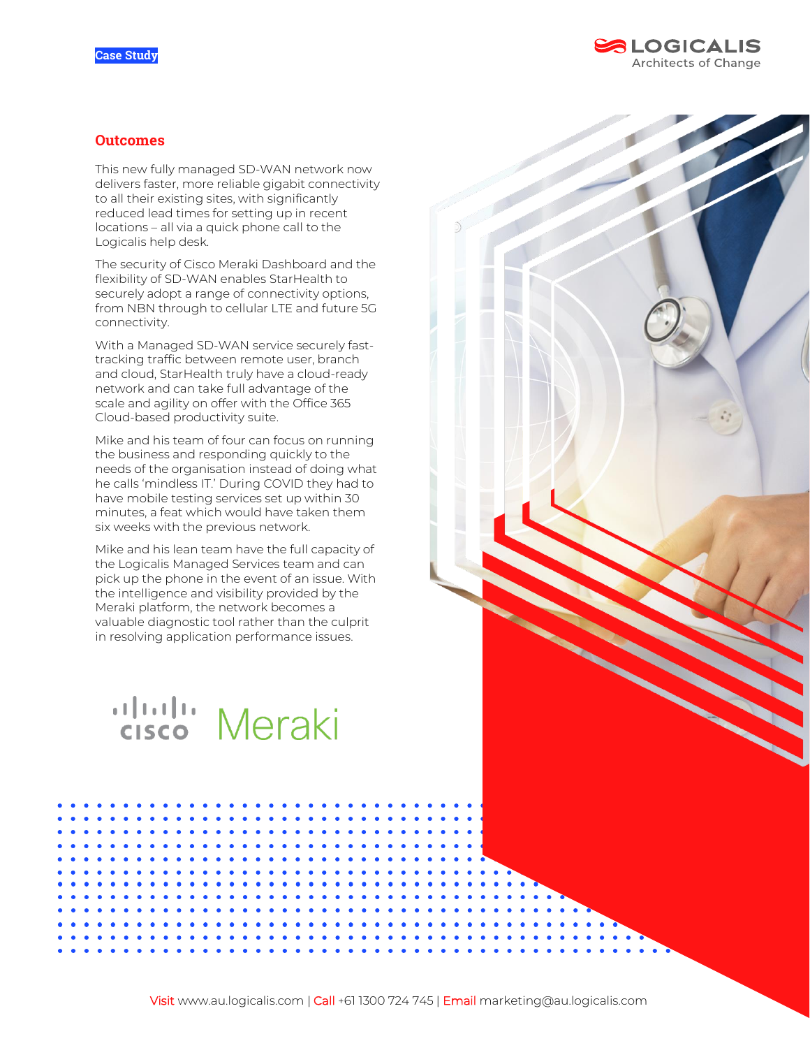Case Study

## Outcomes

This new fully managed SD-WAN network now delivers faster, more reliable gigabit connectivity to all their existing sites, with significantly reduced lead times for setting up in recent locations – all via a quick phone call to the Logicalis help desk.

The security of Cisco Meraki Dashboard and the flexibility of SD-WAN enables StarHealth to securely adopt a range of connectivity options, from NBN through to cellular LTE and future 5G connectivity.

With a Managed SD-WAN service securely fast-tracking traffic between remote user, branch and cloud, StarHealth truly have a cloud-ready network and can take full advantage of the scale and agility on offer with the Office 365 Cloud-based productivity suite.

Mike and his team of four can focus on running the business and responding quickly to the needs of the organisation instead of doing what he calls 'mindless IT.' During COVID they had to have mobile testing services set up within 30 minutes, a feat which would have taken them six weeks with the previous network.

Mike and his lean team have the full capacity of the Logicalis Managed Services team and can pick up the phone in the event of an issue. With the intelligence and visibility provided by the Meraki platform, the network becomes a valuable diagnostic tool rather than the culprit in resolving application performance issues.

Visit www.au.logicalis.com | Call +61 1300 724 745 | Email marketing@au.logicalis.com